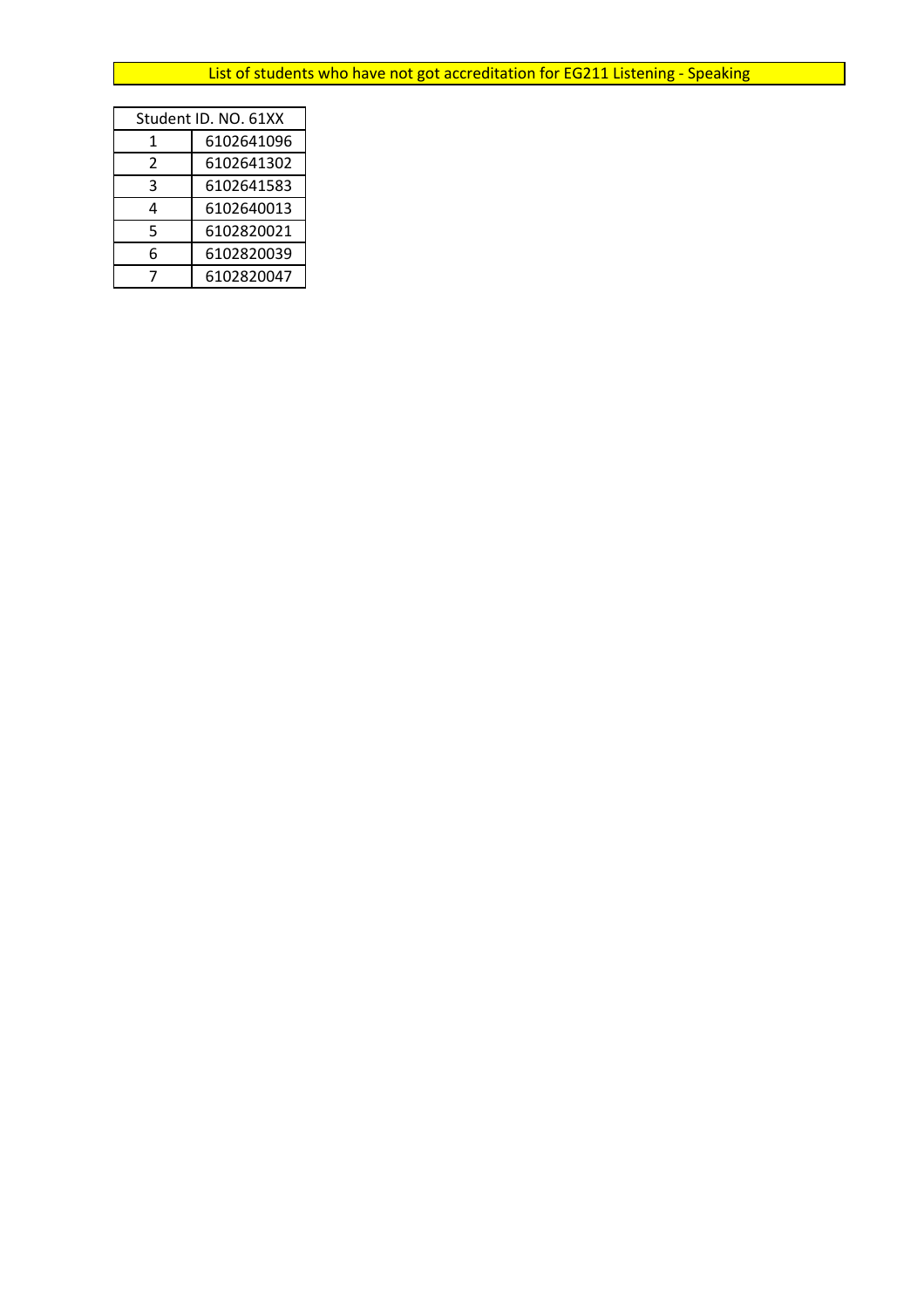List of students who have not got accreditation for EG211 Listening - Speaking

| Student ID. NO. 61XX | |
|---|---|
| 1 | 6102641096 |
| 2 | 6102641302 |
| 3 | 6102641583 |
| 4 | 6102640013 |
| 5 | 6102820021 |
| 6 | 6102820039 |
| 7 | 6102820047 |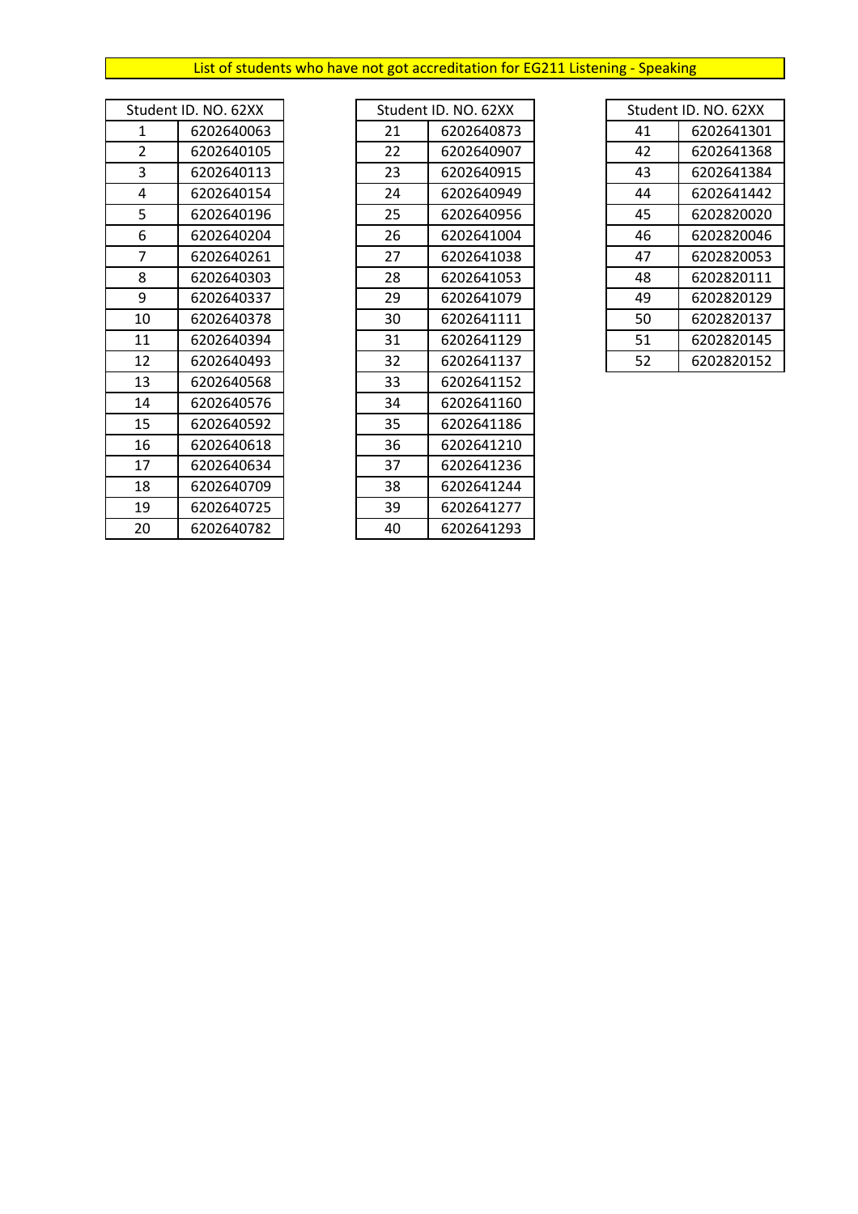## List of students who have not got accreditation for EG211 Listening - Speaking

| Student ID. NO. 62XX | |
|---|---|
| 1 | 6202640063 |
| 2 | 6202640105 |
| 3 | 6202640113 |
| 4 | 6202640154 |
| 5 | 6202640196 |
| 6 | 6202640204 |
| 7 | 6202640261 |
| 8 | 6202640303 |
| 9 | 6202640337 |
| 10 | 6202640378 |
| 11 | 6202640394 |
| 12 | 6202640493 |
| 13 | 6202640568 |
| 14 | 6202640576 |
| 15 | 6202640592 |
| 16 | 6202640618 |
| 17 | 6202640634 |
| 18 | 6202640709 |
| 19 | 6202640725 |
| 20 | 6202640782 |

| Student ID. NO. 62XX | |
|---|---|
| 21 | 6202640873 |
| 22 | 6202640907 |
| 23 | 6202640915 |
| 24 | 6202640949 |
| 25 | 6202640956 |
| 26 | 6202641004 |
| 27 | 6202641038 |
| 28 | 6202641053 |
| 29 | 6202641079 |
| 30 | 6202641111 |
| 31 | 6202641129 |
| 32 | 6202641137 |
| 33 | 6202641152 |
| 34 | 6202641160 |
| 35 | 6202641186 |
| 36 | 6202641210 |
| 37 | 6202641236 |
| 38 | 6202641244 |
| 39 | 6202641277 |
| 40 | 6202641293 |

| Student ID. NO. 62XX | |
|---|---|
| 41 | 6202641301 |
| 42 | 6202641368 |
| 43 | 6202641384 |
| 44 | 6202641442 |
| 45 | 6202820020 |
| 46 | 6202820046 |
| 47 | 6202820053 |
| 48 | 6202820111 |
| 49 | 6202820129 |
| 50 | 6202820137 |
| 51 | 6202820145 |
| 52 | 6202820152 |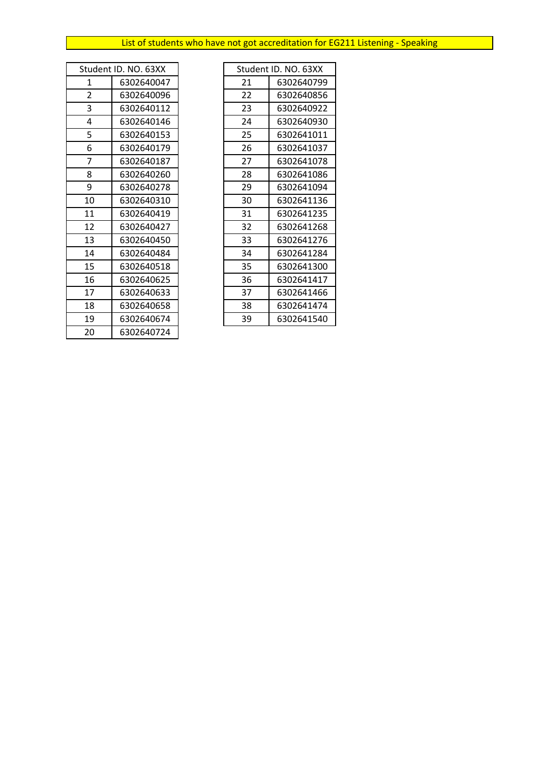List of students who have not got accreditation for EG211 Listening - Speaking

| Student ID. NO. 63XX | |
|---|---|
| 1 | 6302640047 |
| 2 | 6302640096 |
| 3 | 6302640112 |
| 4 | 6302640146 |
| 5 | 6302640153 |
| 6 | 6302640179 |
| 7 | 6302640187 |
| 8 | 6302640260 |
| 9 | 6302640278 |
| 10 | 6302640310 |
| 11 | 6302640419 |
| 12 | 6302640427 |
| 13 | 6302640450 |
| 14 | 6302640484 |
| 15 | 6302640518 |
| 16 | 6302640625 |
| 17 | 6302640633 |
| 18 | 6302640658 |
| 19 | 6302640674 |
| 20 | 6302640724 |

| Student ID. NO. 63XX | |
|---|---|
| 21 | 6302640799 |
| 22 | 6302640856 |
| 23 | 6302640922 |
| 24 | 6302640930 |
| 25 | 6302641011 |
| 26 | 6302641037 |
| 27 | 6302641078 |
| 28 | 6302641086 |
| 29 | 6302641094 |
| 30 | 6302641136 |
| 31 | 6302641235 |
| 32 | 6302641268 |
| 33 | 6302641276 |
| 34 | 6302641284 |
| 35 | 6302641300 |
| 36 | 6302641417 |
| 37 | 6302641466 |
| 38 | 6302641474 |
| 39 | 6302641540 |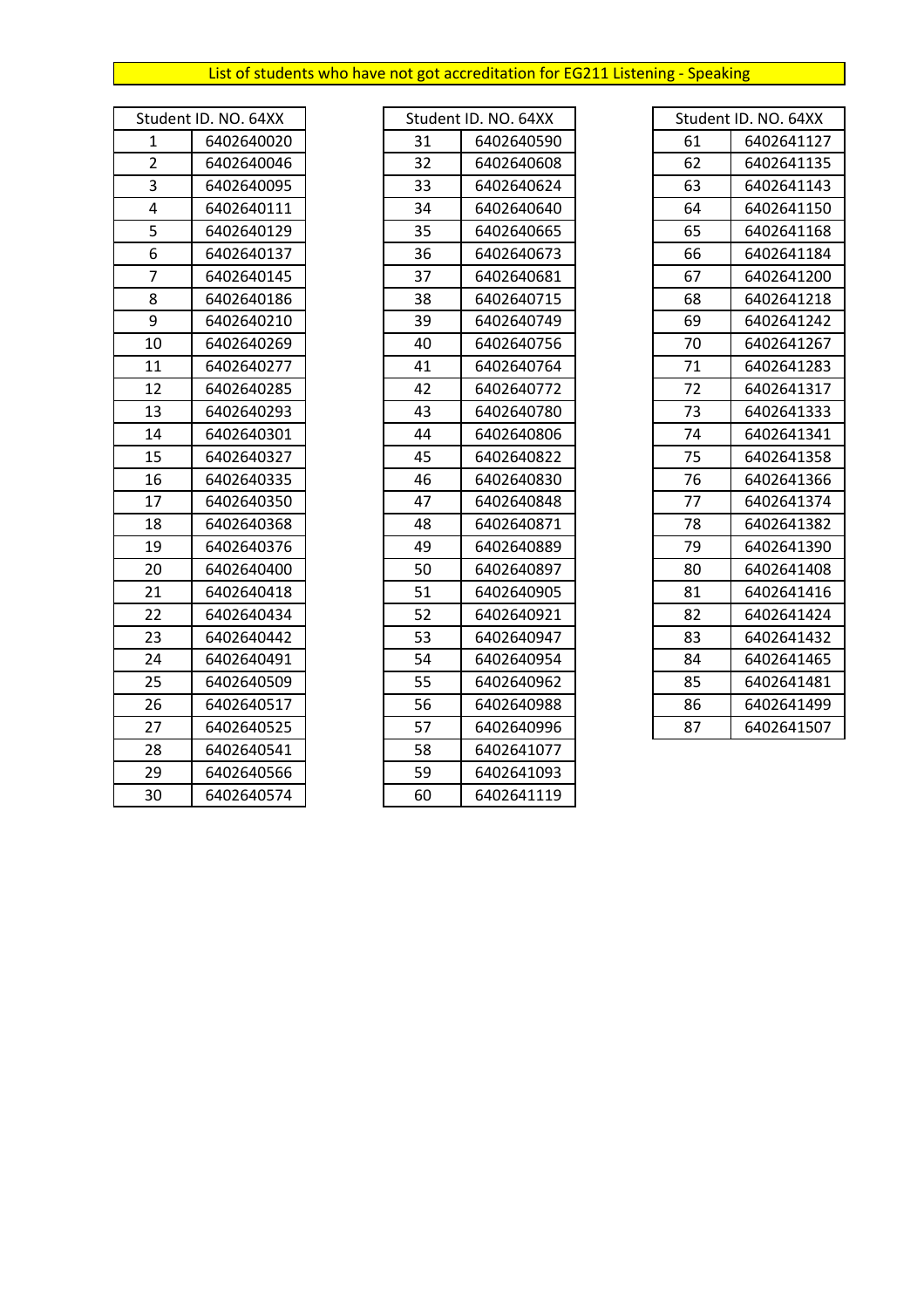List of students who have not got accreditation for EG211 Listening - Speaking

| Student ID. NO. 64XX | |
|---|---|
| 1 | 6402640020 |
| 2 | 6402640046 |
| 3 | 6402640095 |
| 4 | 6402640111 |
| 5 | 6402640129 |
| 6 | 6402640137 |
| 7 | 6402640145 |
| 8 | 6402640186 |
| 9 | 6402640210 |
| 10 | 6402640269 |
| 11 | 6402640277 |
| 12 | 6402640285 |
| 13 | 6402640293 |
| 14 | 6402640301 |
| 15 | 6402640327 |
| 16 | 6402640335 |
| 17 | 6402640350 |
| 18 | 6402640368 |
| 19 | 6402640376 |
| 20 | 6402640400 |
| 21 | 6402640418 |
| 22 | 6402640434 |
| 23 | 6402640442 |
| 24 | 6402640491 |
| 25 | 6402640509 |
| 26 | 6402640517 |
| 27 | 6402640525 |
| 28 | 6402640541 |
| 29 | 6402640566 |
| 30 | 6402640574 |

| Student ID. NO. 64XX | |
|---|---|
| 31 | 6402640590 |
| 32 | 6402640608 |
| 33 | 6402640624 |
| 34 | 6402640640 |
| 35 | 6402640665 |
| 36 | 6402640673 |
| 37 | 6402640681 |
| 38 | 6402640715 |
| 39 | 6402640749 |
| 40 | 6402640756 |
| 41 | 6402640764 |
| 42 | 6402640772 |
| 43 | 6402640780 |
| 44 | 6402640806 |
| 45 | 6402640822 |
| 46 | 6402640830 |
| 47 | 6402640848 |
| 48 | 6402640871 |
| 49 | 6402640889 |
| 50 | 6402640897 |
| 51 | 6402640905 |
| 52 | 6402640921 |
| 53 | 6402640947 |
| 54 | 6402640954 |
| 55 | 6402640962 |
| 56 | 6402640988 |
| 57 | 6402640996 |
| 58 | 6402641077 |
| 59 | 6402641093 |
| 60 | 6402641119 |

| Student ID. NO. 64XX | |
|---|---|
| 61 | 6402641127 |
| 62 | 6402641135 |
| 63 | 6402641143 |
| 64 | 6402641150 |
| 65 | 6402641168 |
| 66 | 6402641184 |
| 67 | 6402641200 |
| 68 | 6402641218 |
| 69 | 6402641242 |
| 70 | 6402641267 |
| 71 | 6402641283 |
| 72 | 6402641317 |
| 73 | 6402641333 |
| 74 | 6402641341 |
| 75 | 6402641358 |
| 76 | 6402641366 |
| 77 | 6402641374 |
| 78 | 6402641382 |
| 79 | 6402641390 |
| 80 | 6402641408 |
| 81 | 6402641416 |
| 82 | 6402641424 |
| 83 | 6402641432 |
| 84 | 6402641465 |
| 85 | 6402641481 |
| 86 | 6402641499 |
| 87 | 6402641507 |